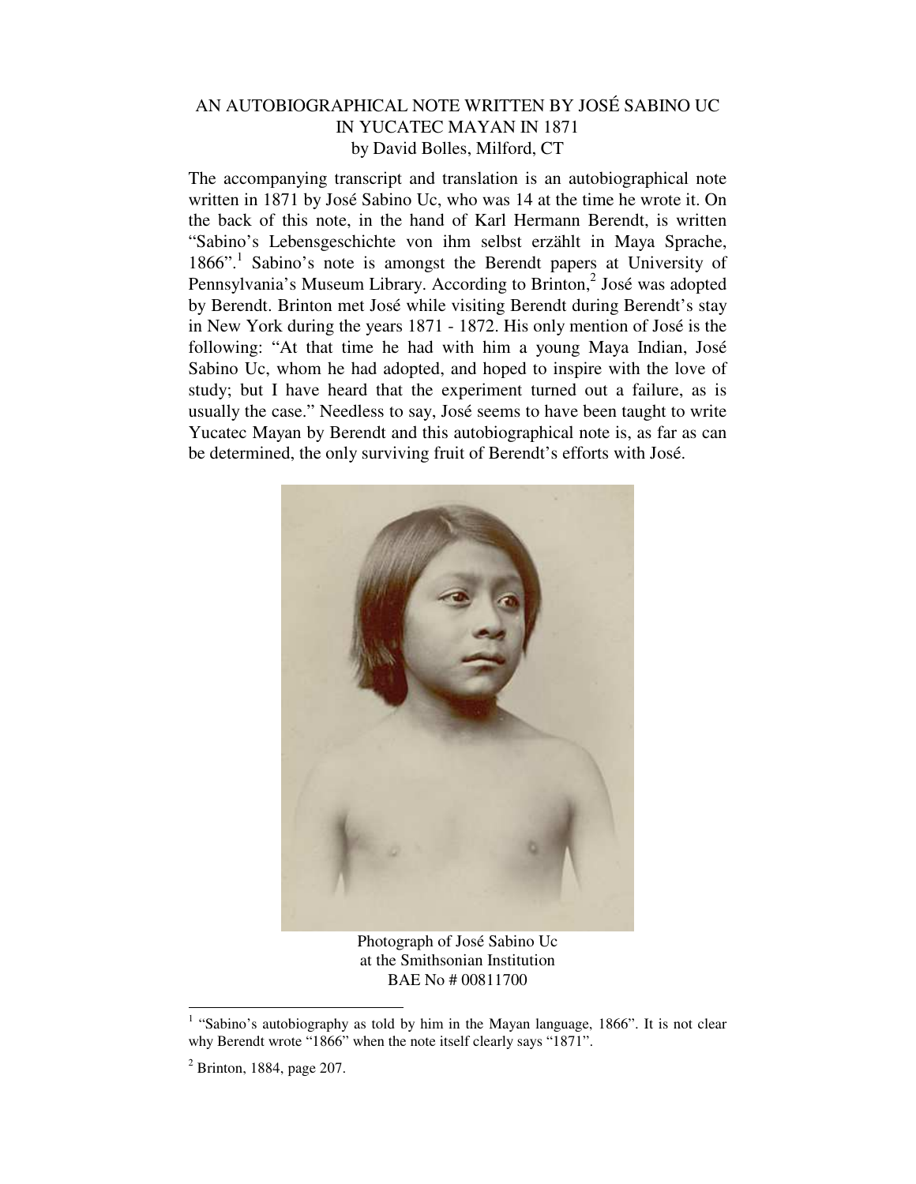# AN AUTOBIOGRAPHICAL NOTE WRITTEN BY JOSÉ SABINO UC IN YUCATEC MAYAN IN 1871

by David Bolles, Milford, CT

The accompanying transcript and translation is an autobiographical note written in 1871 by José Sabino Uc, who was 14 at the time he wrote it. On the back of this note, in the hand of Karl Hermann Berendt, is written "Sabino's Lebensgeschichte von ihm selbst erzählt in Maya Sprache, 1866".[1] Sabino's note is amongst the Berendt papers at University of Pennsylvania's Museum Library. According to Brinton,[2] José was adopted by Berendt. Brinton met José while visiting Berendt during Berendt's stay in New York during the years 1871 - 1872. His only mention of José is the following: "At that time he had with him a young Maya Indian, José Sabino Uc, whom he had adopted, and hoped to inspire with the love of study; but I have heard that the experiment turned out a failure, as is usually the case." Needless to say, José seems to have been taught to write Yucatec Mayan by Berendt and this autobiographical note is, as far as can be determined, the only surviving fruit of Berendt's efforts with José.

Photograph of José Sabino Uc
at the Smithsonian Institution
BAE No # 00811700

---

[1] "Sabino's autobiography as told by him in the Mayan language, 1866". It is not clear why Berendt wrote "1866" when the note itself clearly says "1871".

[2] Brinton, 1884, page 207.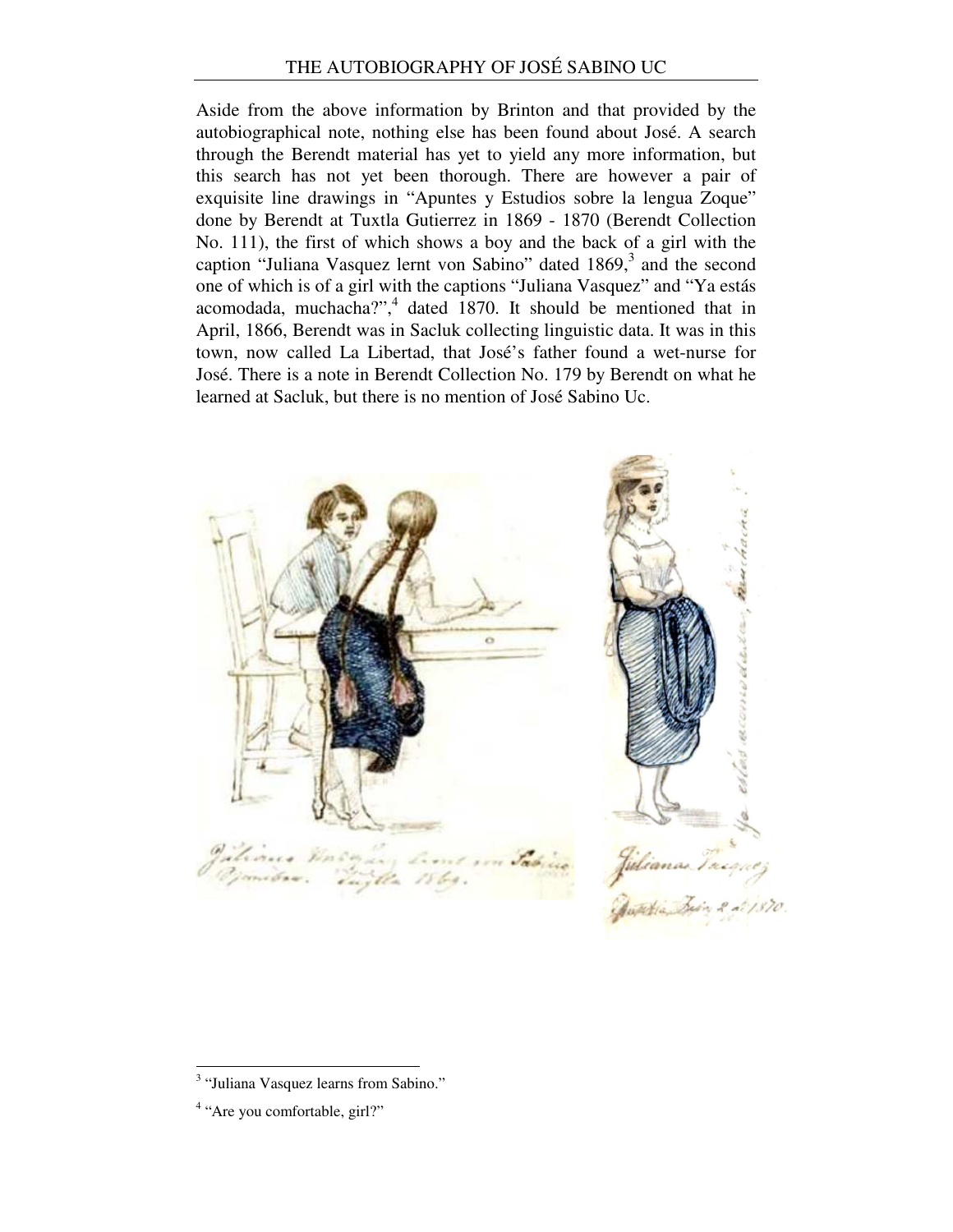Aside from the above information by Brinton and that provided by the autobiographical note, nothing else has been found about José. A search through the Berendt material has yet to yield any more information, but this search has not yet been thorough. There are however a pair of exquisite line drawings in "Apuntes y Estudios sobre la lengua Zoque" done by Berendt at Tuxtla Gutierrez in 1869 - 1870 (Berendt Collection No. 111), the first of which shows a boy and the back of a girl with the caption "Juliana Vasquez lernt von Sabino" dated 1869,[3] and the second one of which is of a girl with the captions "Juliana Vasquez" and "Ya estás acomodada, muchacha?",[4] dated 1870. It should be mentioned that in April, 1866, Berendt was in Sacluk collecting linguistic data. It was in this town, now called La Libertad, that José's father found a wet-nurse for José. There is a note in Berendt Collection No. 179 by Berendt on what he learned at Sacluk, but there is no mention of José Sabino Uc.

---

[3] "Juliana Vasquez learns from Sabino."

[4] "Are you comfortable, girl?"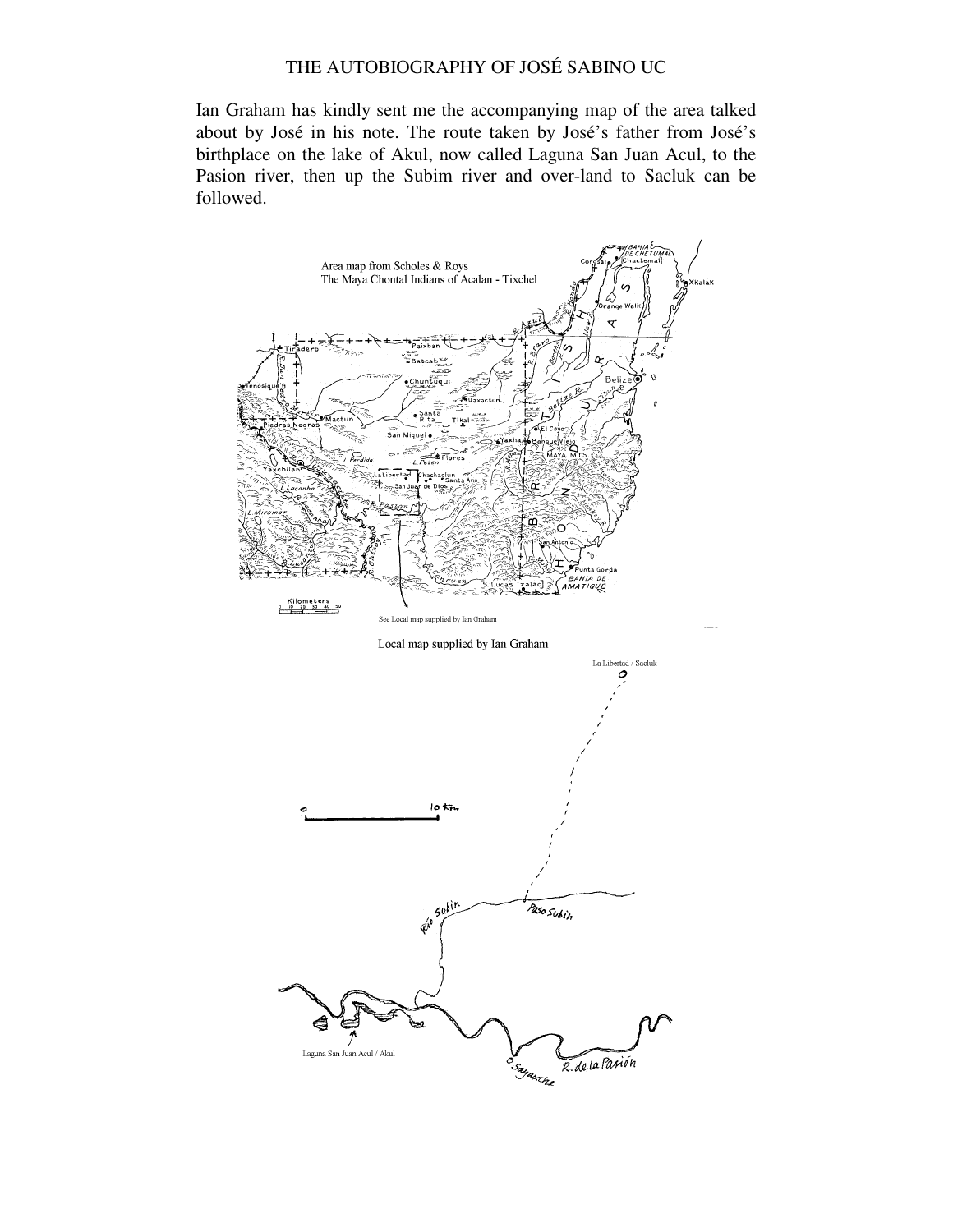Ian Graham has kindly sent me the accompanying map of the area talked about by José in his note. The route taken by José's father from José's birthplace on the lake of Akul, now called Laguna San Juan Acul, to the Pasion river, then up the Subim river and over-land to Sacluk can be followed.

Area map from Scholes & Roys
The Maya Chontal Indians of Acalan - Tixchel

See Local map supplied by Ian Graham

Local map supplied by Ian Graham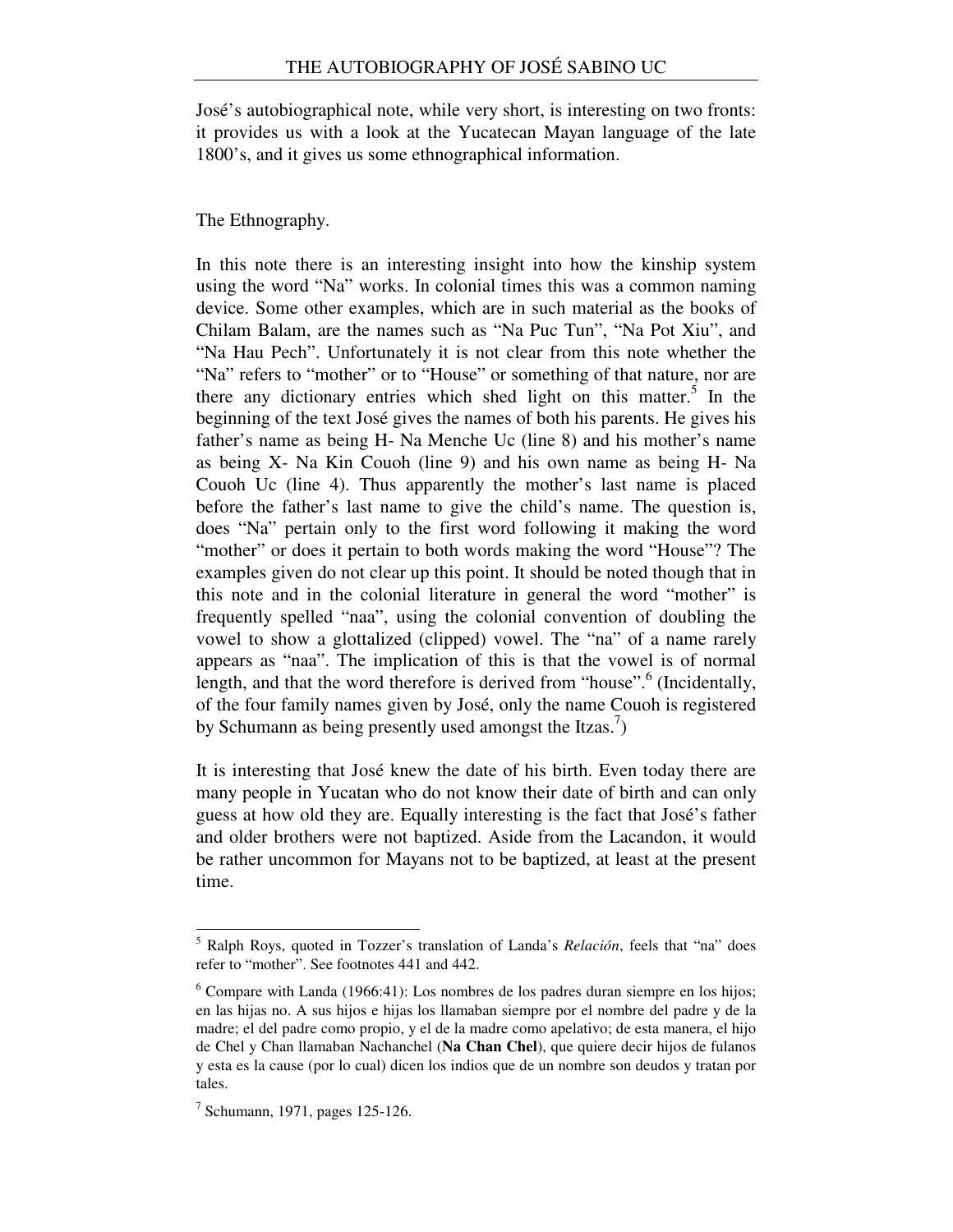José's autobiographical note, while very short, is interesting on two fronts: it provides us with a look at the Yucatecan Mayan language of the late 1800's, and it gives us some ethnographical information.

The Ethnography.

In this note there is an interesting insight into how the kinship system using the word "Na" works. In colonial times this was a common naming device. Some other examples, which are in such material as the books of Chilam Balam, are the names such as "Na Puc Tun", "Na Pot Xiu", and "Na Hau Pech". Unfortunately it is not clear from this note whether the "Na" refers to "mother" or to "House" or something of that nature, nor are there any dictionary entries which shed light on this matter.[5] In the beginning of the text José gives the names of both his parents. He gives his father's name as being H- Na Menche Uc (line 8) and his mother's name as being X- Na Kin Couoh (line 9) and his own name as being H- Na Couoh Uc (line 4). Thus apparently the mother's last name is placed before the father's last name to give the child's name. The question is, does "Na" pertain only to the first word following it making the word "mother" or does it pertain to both words making the word "House"? The examples given do not clear up this point. It should be noted though that in this note and in the colonial literature in general the word "mother" is frequently spelled "naa", using the colonial convention of doubling the vowel to show a glottalized (clipped) vowel. The "na" of a name rarely appears as "naa". The implication of this is that the vowel is of normal length, and that the word therefore is derived from "house".[6] (Incidentally, of the four family names given by José, only the name Couoh is registered by Schumann as being presently used amongst the Itzas.[7])

It is interesting that José knew the date of his birth. Even today there are many people in Yucatan who do not know their date of birth and can only guess at how old they are. Equally interesting is the fact that José's father and older brothers were not baptized. Aside from the Lacandon, it would be rather uncommon for Mayans not to be baptized, at least at the present time.

---

[5] Ralph Roys, quoted in Tozzer's translation of Landa's *Relación*, feels that "na" does refer to "mother". See footnotes 441 and 442.

[6] Compare with Landa (1966:41): Los nombres de los padres duran siempre en los hijos; en las hijas no. A sus hijos e hijas los llamaban siempre por el nombre del padre y de la madre; el del padre como propio, y el de la madre como apelativo; de esta manera, el hijo de Chel y Chan llamaban Nachanchel (**Na Chan Chel**), que quiere decir hijos de fulanos y esta es la cause (por lo cual) dicen los indios que de un nombre son deudos y tratan por tales.

[7] Schumann, 1971, pages 125-126.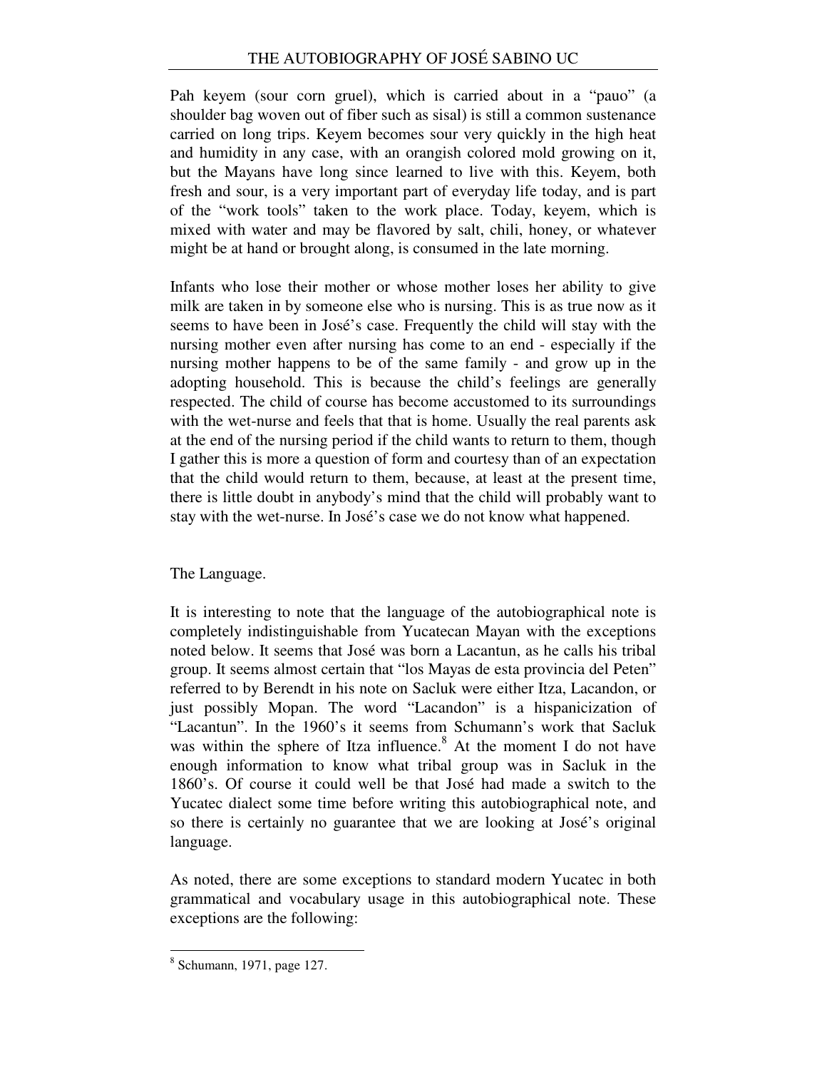Pah keyem (sour corn gruel), which is carried about in a "pauo" (a shoulder bag woven out of fiber such as sisal) is still a common sustenance carried on long trips. Keyem becomes sour very quickly in the high heat and humidity in any case, with an orangish colored mold growing on it, but the Mayans have long since learned to live with this. Keyem, both fresh and sour, is a very important part of everyday life today, and is part of the "work tools" taken to the work place. Today, keyem, which is mixed with water and may be flavored by salt, chili, honey, or whatever might be at hand or brought along, is consumed in the late morning.

Infants who lose their mother or whose mother loses her ability to give milk are taken in by someone else who is nursing. This is as true now as it seems to have been in José's case. Frequently the child will stay with the nursing mother even after nursing has come to an end - especially if the nursing mother happens to be of the same family - and grow up in the adopting household. This is because the child's feelings are generally respected. The child of course has become accustomed to its surroundings with the wet-nurse and feels that that is home. Usually the real parents ask at the end of the nursing period if the child wants to return to them, though I gather this is more a question of form and courtesy than of an expectation that the child would return to them, because, at least at the present time, there is little doubt in anybody's mind that the child will probably want to stay with the wet-nurse. In José's case we do not know what happened.

## The Language.

It is interesting to note that the language of the autobiographical note is completely indistinguishable from Yucatecan Mayan with the exceptions noted below. It seems that José was born a Lacantun, as he calls his tribal group. It seems almost certain that "los Mayas de esta provincia del Peten" referred to by Berendt in his note on Sacluk were either Itza, Lacandon, or just possibly Mopan. The word "Lacandon" is a hispanicization of "Lacantun". In the 1960's it seems from Schumann's work that Sacluk was within the sphere of Itza influence.[8] At the moment I do not have enough information to know what tribal group was in Sacluk in the 1860's. Of course it could well be that José had made a switch to the Yucatec dialect some time before writing this autobiographical note, and so there is certainly no guarantee that we are looking at José's original language.

As noted, there are some exceptions to standard modern Yucatec in both grammatical and vocabulary usage in this autobiographical note. These exceptions are the following:

[8] Schumann, 1971, page 127.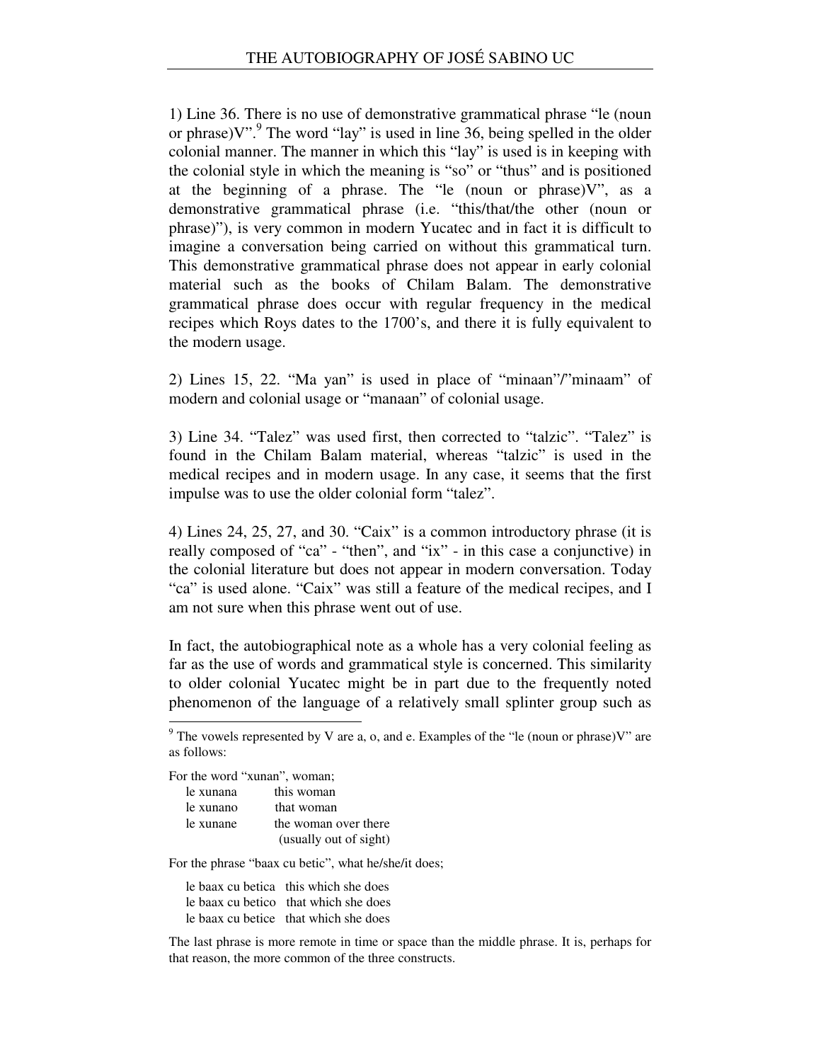1) Line 36. There is no use of demonstrative grammatical phrase "le (noun or phrase)V".[9] The word "lay" is used in line 36, being spelled in the older colonial manner. The manner in which this "lay" is used is in keeping with the colonial style in which the meaning is "so" or "thus" and is positioned at the beginning of a phrase. The "le (noun or phrase)V", as a demonstrative grammatical phrase (i.e. "this/that/the other (noun or phrase)"), is very common in modern Yucatec and in fact it is difficult to imagine a conversation being carried on without this grammatical turn. This demonstrative grammatical phrase does not appear in early colonial material such as the books of Chilam Balam. The demonstrative grammatical phrase does occur with regular frequency in the medical recipes which Roys dates to the 1700's, and there it is fully equivalent to the modern usage.

2) Lines 15, 22. "Ma yan" is used in place of "minaan"/"minaam" of modern and colonial usage or "manaan" of colonial usage.

3) Line 34. "Talez" was used first, then corrected to "talzic". "Talez" is found in the Chilam Balam material, whereas "talzic" is used in the medical recipes and in modern usage. In any case, it seems that the first impulse was to use the older colonial form "talez".

4) Lines 24, 25, 27, and 30. "Caix" is a common introductory phrase (it is really composed of "ca" - "then", and "ix" - in this case a conjunctive) in the colonial literature but does not appear in modern conversation. Today "ca" is used alone. "Caix" was still a feature of the medical recipes, and I am not sure when this phrase went out of use.

In fact, the autobiographical note as a whole has a very colonial feeling as far as the use of words and grammatical style is concerned. This similarity to older colonial Yucatec might be in part due to the frequently noted phenomenon of the language of a relatively small splinter group such as

---

[9] The vowels represented by V are a, o, and e. Examples of the "le (noun or phrase)V" are as follows:

For the word "xunan", woman;

| | |
|---|---|
| le xunana | this woman |
| le xunano | that woman |
| le xunane | the woman over there (usually out of sight) |

For the phrase "baax cu betic", what he/she/it does;

| | |
|---|---|
| le baax cu betica | this which she does |
| le baax cu betico | that which she does |
| le baax cu betice | that which she does |

The last phrase is more remote in time or space than the middle phrase. It is, perhaps for that reason, the more common of the three constructs.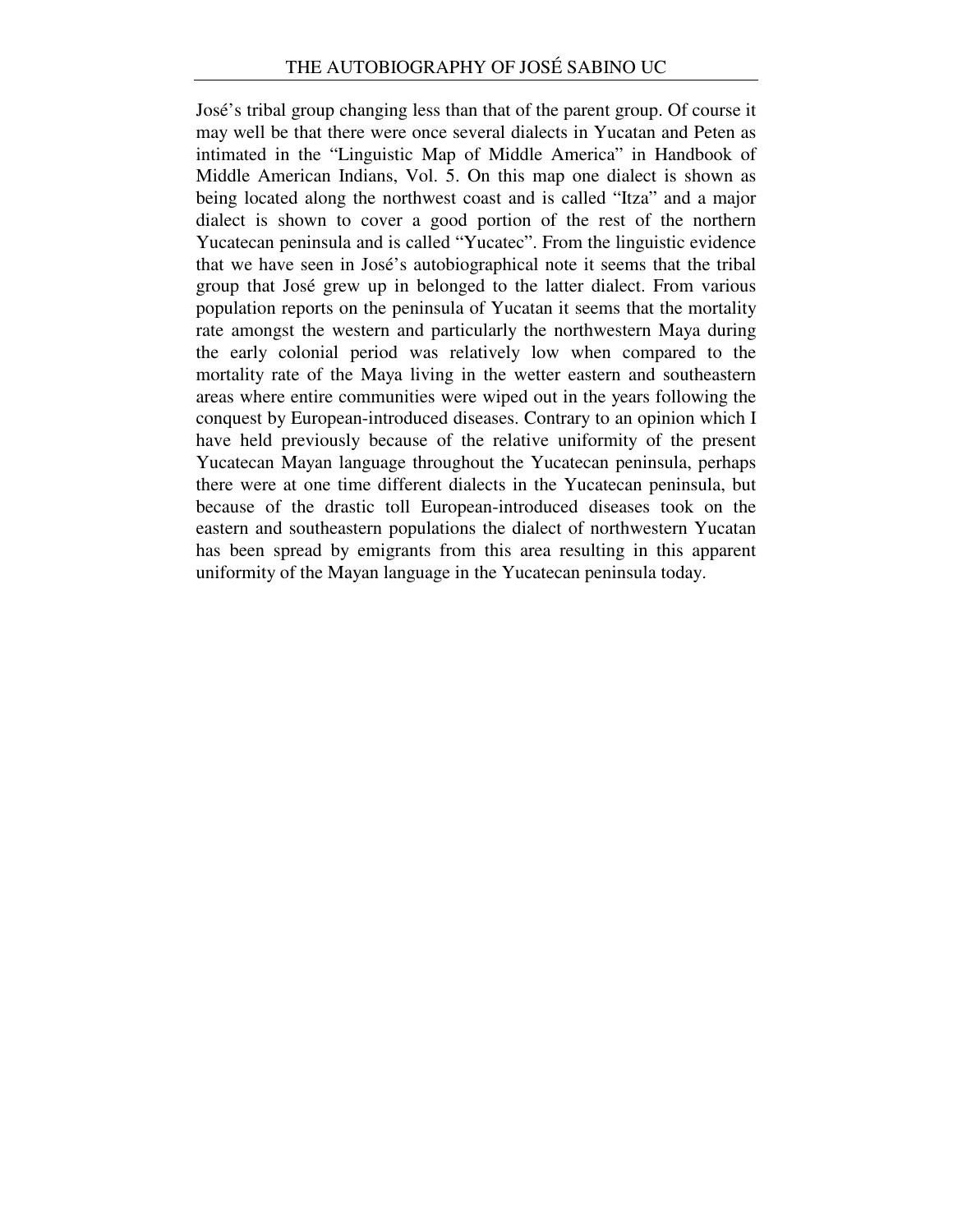José's tribal group changing less than that of the parent group. Of course it may well be that there were once several dialects in Yucatan and Peten as intimated in the "Linguistic Map of Middle America" in Handbook of Middle American Indians, Vol. 5. On this map one dialect is shown as being located along the northwest coast and is called "Itza" and a major dialect is shown to cover a good portion of the rest of the northern Yucatecan peninsula and is called "Yucatec". From the linguistic evidence that we have seen in José's autobiographical note it seems that the tribal group that José grew up in belonged to the latter dialect. From various population reports on the peninsula of Yucatan it seems that the mortality rate amongst the western and particularly the northwestern Maya during the early colonial period was relatively low when compared to the mortality rate of the Maya living in the wetter eastern and southeastern areas where entire communities were wiped out in the years following the conquest by European-introduced diseases. Contrary to an opinion which I have held previously because of the relative uniformity of the present Yucatecan Mayan language throughout the Yucatecan peninsula, perhaps there were at one time different dialects in the Yucatecan peninsula, but because of the drastic toll European-introduced diseases took on the eastern and southeastern populations the dialect of northwestern Yucatan has been spread by emigrants from this area resulting in this apparent uniformity of the Mayan language in the Yucatecan peninsula today.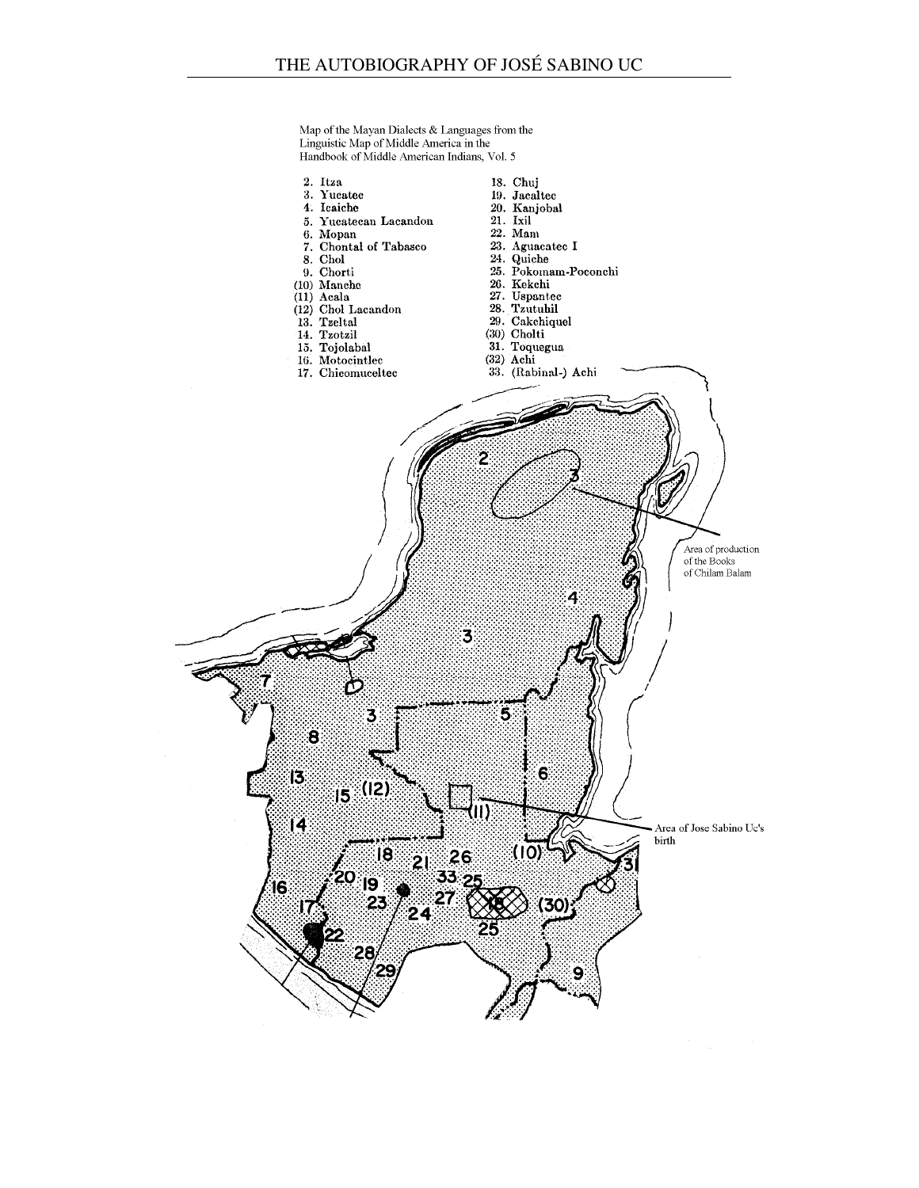Map of the Mayan Dialects & Languages from the Linguistic Map of Middle America in the Handbook of Middle American Indians, Vol. 5

2. Itza
3. Yucatec
4. Icaiche
5. Yucatecan Lacandon
6. Mopan
7. Chontal of Tabasco
8. Chol
9. Chorti
(10) Manche
(11) Acala
(12) Chol Lacandon
13. Tzeltal
14. Tzotzil
15. Tojolabal
16. Motocintlec
17. Chicomuceltec
18. Chuj
19. Jacaltec
20. Kanjobal
21. Ixil
22. Mam
23. Aguacatec I
24. Quiche
25. Pokomam-Poconchi
26. Kekchi
27. Uspantec
28. Tzutuhil
29. Cakchiquel
(30) Cholti
31. Toquegua
(32) Achi
33. (Rabinal-) Achi

Area of production of the Books of Chilam Balam

Area of Jose Sabino Uc's birth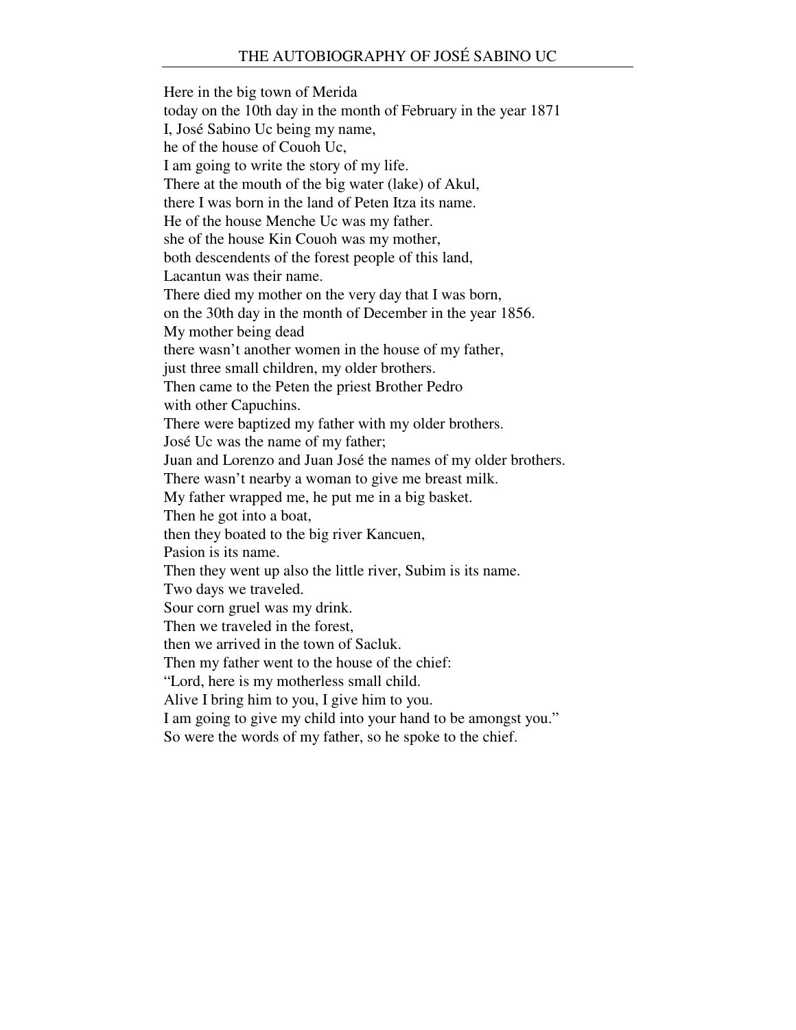Here in the big town of Merida  
today on the 10th day in the month of February in the year 1871  
I, José Sabino Uc being my name,  
he of the house of Couoh Uc,  
I am going to write the story of my life.  
There at the mouth of the big water (lake) of Akul,  
there I was born in the land of Peten Itza its name.  
He of the house Menche Uc was my father.  
she of the house Kin Couoh was my mother,  
both descendents of the forest people of this land,  
Lacantun was their name.  
There died my mother on the very day that I was born,  
on the 30th day in the month of December in the year 1856.  
My mother being dead  
there wasn't another women in the house of my father,  
just three small children, my older brothers.  
Then came to the Peten the priest Brother Pedro  
with other Capuchins.  
There were baptized my father with my older brothers.  
José Uc was the name of my father;  
Juan and Lorenzo and Juan José the names of my older brothers.  
There wasn't nearby a woman to give me breast milk.  
My father wrapped me, he put me in a big basket.  
Then he got into a boat,  
then they boated to the big river Kancuen,  
Pasion is its name.  
Then they went up also the little river, Subim is its name.  
Two days we traveled.  
Sour corn gruel was my drink.  
Then we traveled in the forest,  
then we arrived in the town of Sacluk.  
Then my father went to the house of the chief:  
"Lord, here is my motherless small child.  
Alive I bring him to you, I give him to you.  
I am going to give my child into your hand to be amongst you."  
So were the words of my father, so he spoke to the chief.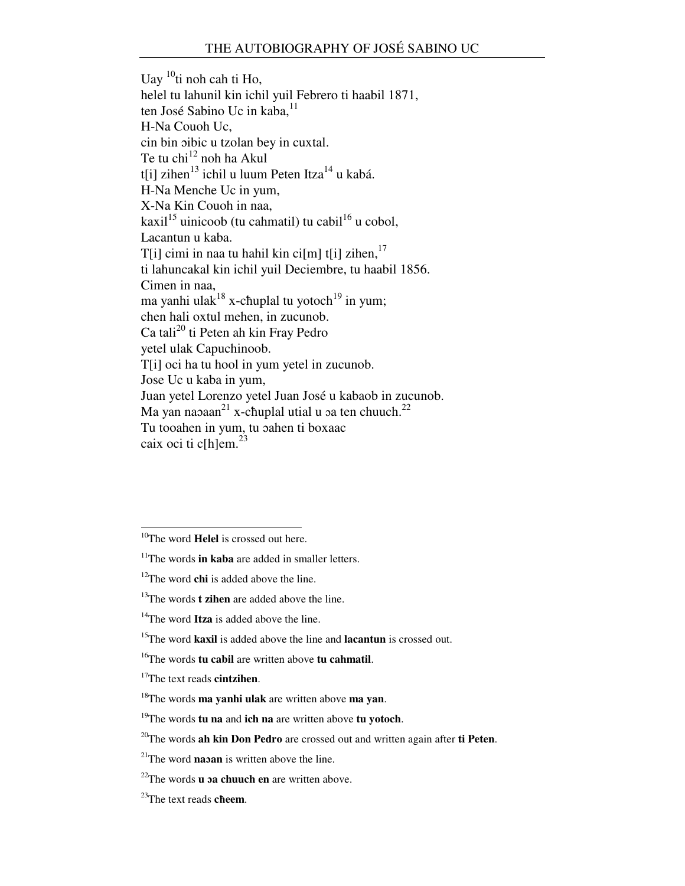Uay [10]ti noh cah ti Ho,
helel tu lahunil kin ichil yuil Febrero ti haabil 1871,
ten José Sabino Uc in kaba,[11]
H-Na Couoh Uc,
cin bin ɔibic u tzolan bey in cuxtal.
Te tu chi[12] noh ha Akul
t[i] zihen[13] ichil u luum Peten Itza[14] u kabá.
H-Na Menche Uc in yum,
X-Na Kin Couoh in naa,
kaxil[15] uinicoob (tu cahmatil) tu cabil[16] u cobol,
Lacantun u kaba.
T[i] cimi in naa tu hahil kin ci[m] t[i] zihen,[17]
ti lahuncakal kin ichil yuil Deciembre, tu haabil 1856.
Cimen in naa,
ma yanhi ulak[18] x-ꞓhuplal tu yotoch[19] in yum;
chen hali oxtul mehen, in zucunob.
Ca tali[20] ti Peten ah kin Fray Pedro
yetel ulak Capuchinoob.
T[i] oci ha tu hool in yum yetel in zucunob.
Jose Uc u kaba in yum,
Juan yetel Lorenzo yetel Juan José u kabaob in zucunob.
Ma yan naɔaan[21] x-ꞓhuplal utial u ɔa ten chuuch.[22]
Tu tooahen in yum, tu ɔahen ti boxaac
caix oci ti c[h]em.[23]

---

[10]The word **Helel** is crossed out here.

[11]The words **in kaba** are added in smaller letters.

[12]The word **chi** is added above the line.

[13]The words **t zihen** are added above the line.

[14]The word **Itza** is added above the line.

[15]The word **kaxil** is added above the line and **lacantun** is crossed out.

[16]The words **tu cabil** are written above **tu cahmatil**.

[17]The text reads **cintzihen**.

[18]The words **ma yanhi ulak** are written above **ma yan**.

[19]The words **tu na** and **ich na** are written above **tu yotoch**.

[20]The words **ah kin Don Pedro** are crossed out and written again after **ti Peten**.

[21]The word **naɔan** is written above the line.

[22]The words **u ɔa chuuch en** are written above.

[23]The text reads **cheem**.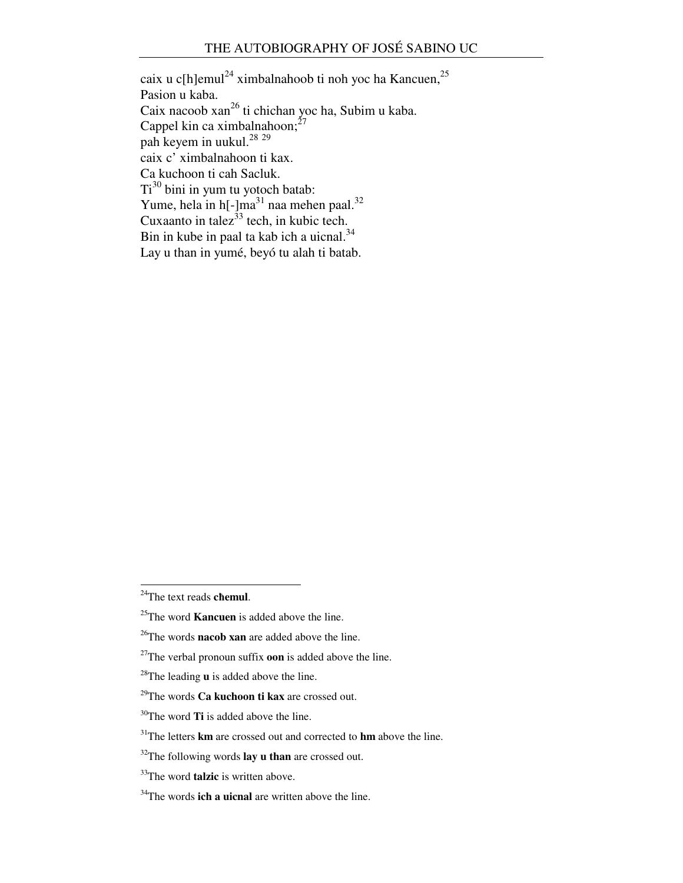caix u c[h]emul[24] ximbalnahoob ti noh yoc ha Kancuen,[25]
Pasion u kaba.
Caix nacoob xan[26] ti chichan yoc ha, Subim u kaba.
Cappel kin ca ximbalnahoon;[27]
pah keyem in uukul.[28] [29]
caix c' ximbalnahoon ti kax.
Ca kuchoon ti cah Sacluk.
Ti[30] bini in yum tu yotoch batab:
Yume, hela in h[-]ma[31] naa mehen paal.[32]
Cuxaanto in talez[33] tech, in kubic tech.
Bin in kube in paal ta kab ich a uicnal.[34]
Lay u than in yumé, beyó tu alah ti batab.

---

[24]The text reads **c̵hemul**.

[25]The word **Kancuen** is added above the line.

[26]The words **nacob xan** are added above the line.

[27]The verbal pronoun suffix **oon** is added above the line.

[28]The leading **u** is added above the line.

[29]The words **Ca kuchoon ti kax** are crossed out.

[30]The word **Ti** is added above the line.

[31]The letters **km** are crossed out and corrected to **hm** above the line.

[32]The following words **lay u than** are crossed out.

[33]The word **talzic** is written above.

[34]The words **ich a uicnal** are written above the line.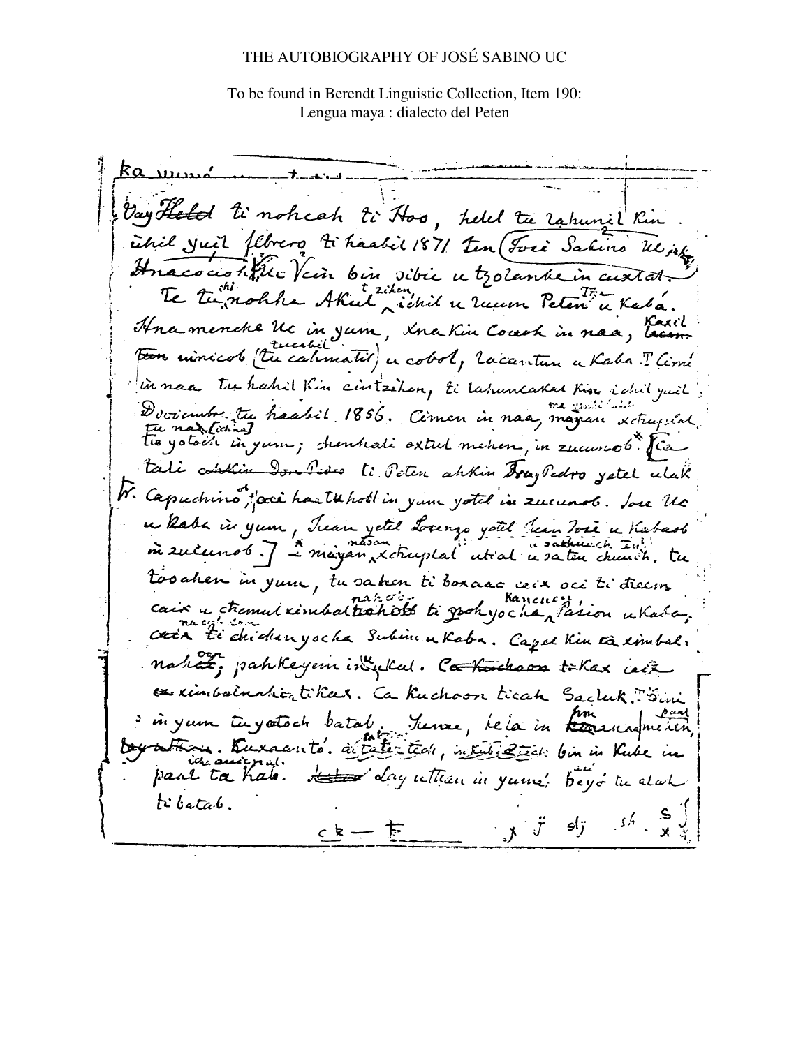THE AUTOBIOGRAPHY OF JOSÉ SABINO UC

To be found in Berendt Linguistic Collection, Item 190:
Lengua maya : dialecto del Peten

Vay Heted ti nohcah ti Hoo, helel tu 2ahunil Kin. ichil yuil febrero ti haabil 1871 Ten (José Sabino Uc ... Anacoucoh Uc Vcin bin sibic u tzolanke in cuxtat.

Te tu nohha Akul ichil u luum Peten u Kaba. Ana menehe Uc in yum, Ana Kin Covoh in naa, Kaxil uinicob (tu calmatil) u cobol, 2acantun u Kaba. [Cimi in naa tu hahil Kin cintzihon, ti 2ahuncakal Kin ichil yuil Diciembre tu haabil 1856. Cimen in naa, mayan xctupilal tu yotoch in yum; chenhali oxtul mehen, in zucunob. [Ca tali ahKin Don Pedro ti Peten ahKin Fray Pedro yetel ulak Fr. Capuchinos, oci ha tu hol in yum yetel in zucunob. Jose Uc u Kaba in yum, Juan yetel Lorenzo yetel Juan José u Kabaob in zucunob.] mayan xctupilal utial u saten chuuch. tu tooahen in yum, tu saten ti boxcaac caix oci ti dzecin caix u chemul ximbaltahob ti pohyocha Pasion u Kaba; caix ti chichanyocha Subinn u Kaba. Capel Kin ta ximbal: nahob; pahKeyem in ...kal. Ca Kuchoon tiKax caix ... ximbalnahon tiKax. Ca Kuchoon ticah Sacluk. Timi in yum tu yotoch batab. Yenac, hela in paal mehen, ... Kuxaanto. ...tatic, ... bin in Kube in paal ta Kab. ... Lay uttian in yum; beyó tu alah ti batab.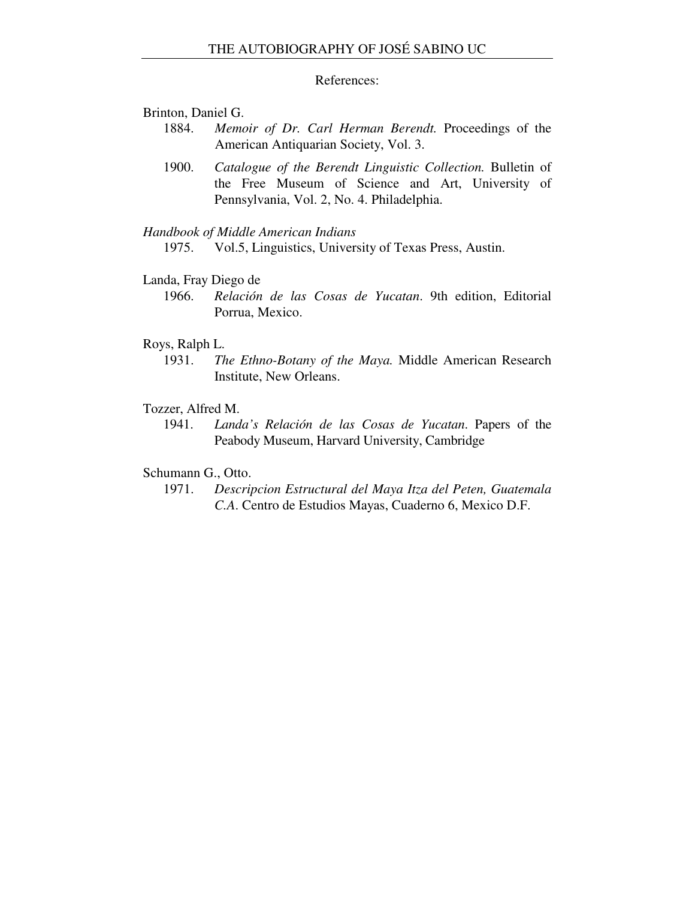## References:

Brinton, Daniel G.

1884. *Memoir of Dr. Carl Herman Berendt.* Proceedings of the American Antiquarian Society, Vol. 3.

1900. *Catalogue of the Berendt Linguistic Collection.* Bulletin of the Free Museum of Science and Art, University of Pennsylvania, Vol. 2, No. 4. Philadelphia.

*Handbook of Middle American Indians*

1975. Vol.5, Linguistics, University of Texas Press, Austin.

Landa, Fray Diego de

1966. *Relación de las Cosas de Yucatan*. 9th edition, Editorial Porrua, Mexico.

Roys, Ralph L.

1931. *The Ethno-Botany of the Maya.* Middle American Research Institute, New Orleans.

Tozzer, Alfred M.

1941. *Landa's Relación de las Cosas de Yucatan*. Papers of the Peabody Museum, Harvard University, Cambridge

Schumann G., Otto.

1971. *Descripcion Estructural del Maya Itza del Peten, Guatemala C.A.* Centro de Estudios Mayas, Cuaderno 6, Mexico D.F.